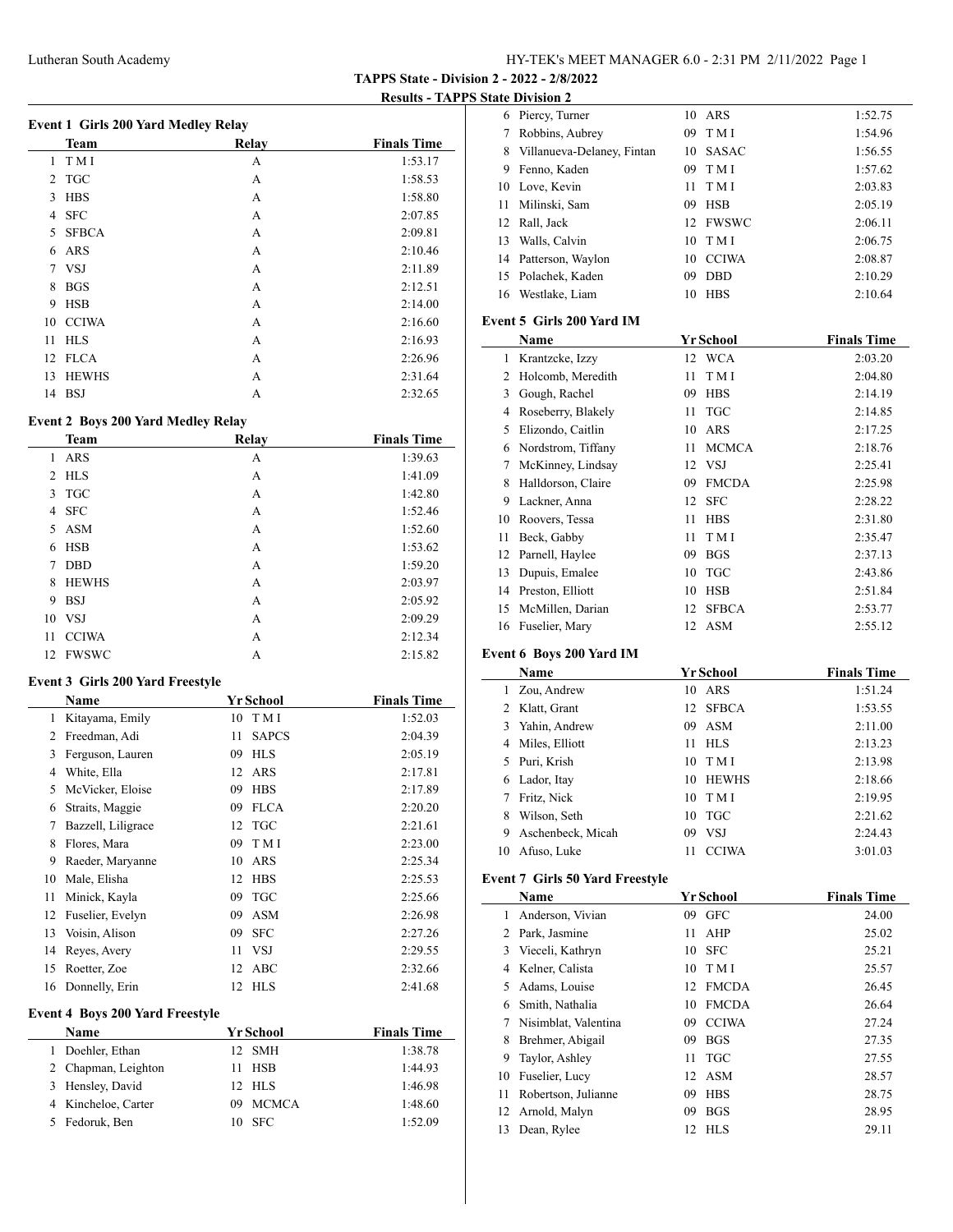**TAPPS State - Division 2 - 2022 - 2/8/2022**

**Results - TAPPS State Division 2**

### Event 1 Girls 200 Yard Medley Relay

| | Team | Relay | Finals Time |
|---|---|---|---|
| 1 | T M I | A | 1:53.17 |
| 2 | TGC | A | 1:58.53 |
| 3 | HBS | A | 1:58.80 |
| 4 | SFC | A | 2:07.85 |
| 5 | SFBCA | A | 2:09.81 |
| 6 | ARS | A | 2:10.46 |
| 7 | VSJ | A | 2:11.89 |
| 8 | BGS | A | 2:12.51 |
| 9 | HSB | A | 2:14.00 |
| 10 | CCIWA | A | 2:16.60 |
| 11 | HLS | A | 2:16.93 |
| 12 | FLCA | A | 2:26.96 |
| 13 | HEWHS | A | 2:31.64 |
| 14 | BSJ | A | 2:32.65 |

### Event 2 Boys 200 Yard Medley Relay

| | Team | Relay | Finals Time |
|---|---|---|---|
| 1 | ARS | A | 1:39.63 |
| 2 | HLS | A | 1:41.09 |
| 3 | TGC | A | 1:42.80 |
| 4 | SFC | A | 1:52.46 |
| 5 | ASM | A | 1:52.60 |
| 6 | HSB | A | 1:53.62 |
| 7 | DBD | A | 1:59.20 |
| 8 | HEWHS | A | 2:03.97 |
| 9 | BSJ | A | 2:05.92 |
| 10 | VSJ | A | 2:09.29 |
| 11 | CCIWA | A | 2:12.34 |
| 12 | FWSWC | A | 2:15.82 |

### Event 3 Girls 200 Yard Freestyle

| | Name | Yr | School | Finals Time |
|---|---|---|---|---|
| 1 | Kitayama, Emily | 10 | T M I | 1:52.03 |
| 2 | Freedman, Adi | 11 | SAPCS | 2:04.39 |
| 3 | Ferguson, Lauren | 09 | HLS | 2:05.19 |
| 4 | White, Ella | 12 | ARS | 2:17.81 |
| 5 | McVicker, Eloise | 09 | HBS | 2:17.89 |
| 6 | Straits, Maggie | 09 | FLCA | 2:20.20 |
| 7 | Bazzell, Liligrace | 12 | TGC | 2:21.61 |
| 8 | Flores, Mara | 09 | T M I | 2:23.00 |
| 9 | Raeder, Maryanne | 10 | ARS | 2:25.34 |
| 10 | Male, Elisha | 12 | HBS | 2:25.53 |
| 11 | Minick, Kayla | 09 | TGC | 2:25.66 |
| 12 | Fuselier, Evelyn | 09 | ASM | 2:26.98 |
| 13 | Voisin, Alison | 09 | SFC | 2:27.26 |
| 14 | Reyes, Avery | 11 | VSJ | 2:29.55 |
| 15 | Roetter, Zoe | 12 | ABC | 2:32.66 |
| 16 | Donnelly, Erin | 12 | HLS | 2:41.68 |

### Event 4 Boys 200 Yard Freestyle

| | Name | Yr | School | Finals Time |
|---|---|---|---|---|
| 1 | Doehler, Ethan | 12 | SMH | 1:38.78 |
| 2 | Chapman, Leighton | 11 | HSB | 1:44.93 |
| 3 | Hensley, David | 12 | HLS | 1:46.98 |
| 4 | Kincheloe, Carter | 09 | MCMCA | 1:48.60 |
| 5 | Fedoruk, Ben | 10 | SFC | 1:52.09 |
| 6 | Piercy, Turner | 10 | ARS | 1:52.75 |
| 7 | Robbins, Aubrey | 09 | T M I | 1:54.96 |
| 8 | Villanueva-Delaney, Fintan | 10 | SASAC | 1:56.55 |
| 9 | Fenno, Kaden | 09 | T M I | 1:57.62 |
| 10 | Love, Kevin | 11 | T M I | 2:03.83 |
| 11 | Milinski, Sam | 09 | HSB | 2:05.19 |
| 12 | Rall, Jack | 12 | FWSWC | 2:06.11 |
| 13 | Walls, Calvin | 10 | T M I | 2:06.75 |
| 14 | Patterson, Waylon | 10 | CCIWA | 2:08.87 |
| 15 | Polachek, Kaden | 09 | DBD | 2:10.29 |
| 16 | Westlake, Liam | 10 | HBS | 2:10.64 |

### Event 5 Girls 200 Yard IM

| | Name | Yr | School | Finals Time |
|---|---|---|---|---|
| 1 | Krantzcke, Izzy | 12 | WCA | 2:03.20 |
| 2 | Holcomb, Meredith | 11 | T M I | 2:04.80 |
| 3 | Gough, Rachel | 09 | HBS | 2:14.19 |
| 4 | Roseberry, Blakely | 11 | TGC | 2:14.85 |
| 5 | Elizondo, Caitlin | 10 | ARS | 2:17.25 |
| 6 | Nordstrom, Tiffany | 11 | MCMCA | 2:18.76 |
| 7 | McKinney, Lindsay | 12 | VSJ | 2:25.41 |
| 8 | Halldorson, Claire | 09 | FMCDA | 2:25.98 |
| 9 | Lackner, Anna | 12 | SFC | 2:28.22 |
| 10 | Roovers, Tessa | 11 | HBS | 2:31.80 |
| 11 | Beck, Gabby | 11 | T M I | 2:35.47 |
| 12 | Parnell, Haylee | 09 | BGS | 2:37.13 |
| 13 | Dupuis, Emalee | 10 | TGC | 2:43.86 |
| 14 | Preston, Elliott | 10 | HSB | 2:51.84 |
| 15 | McMillen, Darian | 12 | SFBCA | 2:53.77 |
| 16 | Fuselier, Mary | 12 | ASM | 2:55.12 |

### Event 6 Boys 200 Yard IM

| | Name | Yr | School | Finals Time |
|---|---|---|---|---|
| 1 | Zou, Andrew | 10 | ARS | 1:51.24 |
| 2 | Klatt, Grant | 12 | SFBCA | 1:53.55 |
| 3 | Yahin, Andrew | 09 | ASM | 2:11.00 |
| 4 | Miles, Elliott | 11 | HLS | 2:13.23 |
| 5 | Puri, Krish | 10 | T M I | 2:13.98 |
| 6 | Lador, Itay | 10 | HEWHS | 2:18.66 |
| 7 | Fritz, Nick | 10 | T M I | 2:19.95 |
| 8 | Wilson, Seth | 10 | TGC | 2:21.62 |
| 9 | Aschenbeck, Micah | 09 | VSJ | 2:24.43 |
| 10 | Afuso, Luke | 11 | CCIWA | 3:01.03 |

### Event 7 Girls 50 Yard Freestyle

| | Name | Yr | School | Finals Time |
|---|---|---|---|---|
| 1 | Anderson, Vivian | 09 | GFC | 24.00 |
| 2 | Park, Jasmine | 11 | AHP | 25.02 |
| 3 | Vieceli, Kathryn | 10 | SFC | 25.21 |
| 4 | Kelner, Calista | 10 | T M I | 25.57 |
| 5 | Adams, Louise | 12 | FMCDA | 26.45 |
| 6 | Smith, Nathalia | 10 | FMCDA | 26.64 |
| 7 | Nisimblat, Valentina | 09 | CCIWA | 27.24 |
| 8 | Brehmer, Abigail | 09 | BGS | 27.35 |
| 9 | Taylor, Ashley | 11 | TGC | 27.55 |
| 10 | Fuselier, Lucy | 12 | ASM | 28.57 |
| 11 | Robertson, Julianne | 09 | HBS | 28.75 |
| 12 | Arnold, Malyn | 09 | BGS | 28.95 |
| 13 | Dean, Rylee | 12 | HLS | 29.11 |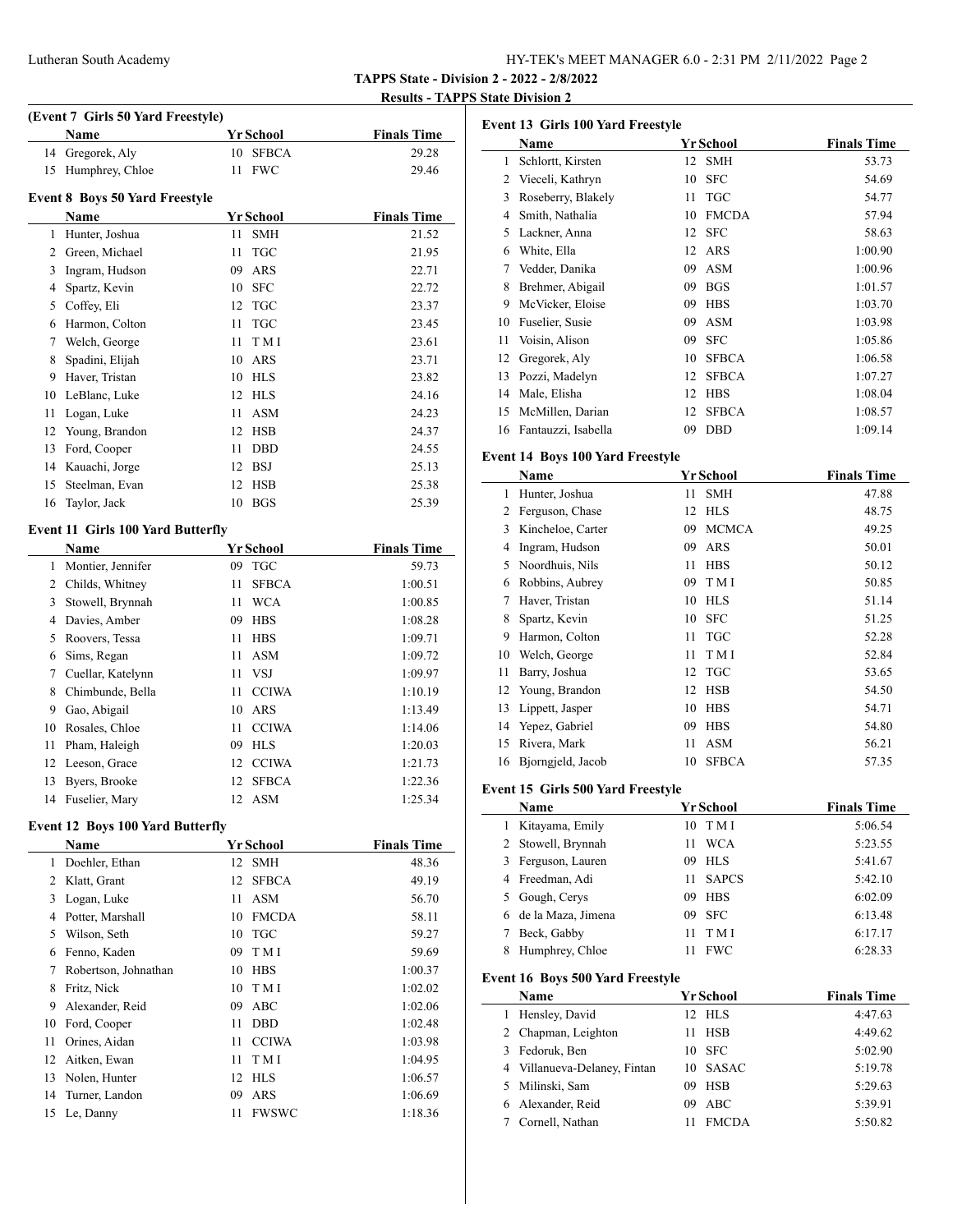**TAPPS State - Division 2 - 2022 - 2/8/2022**

**Results - TAPPS State Division 2**

### (Event 7 Girls 50 Yard Freestyle)

| | Name | Yr | School | Finals Time |
|---|---|---|---|---|
| 14 | Gregorek, Aly | 10 | SFBCA | 29.28 |
| 15 | Humphrey, Chloe | 11 | FWC | 29.46 |

### Event 8 Boys 50 Yard Freestyle

| | Name | Yr | School | Finals Time |
|---|---|---|---|---|
| 1 | Hunter, Joshua | 11 | SMH | 21.52 |
| 2 | Green, Michael | 11 | TGC | 21.95 |
| 3 | Ingram, Hudson | 09 | ARS | 22.71 |
| 4 | Spartz, Kevin | 10 | SFC | 22.72 |
| 5 | Coffey, Eli | 12 | TGC | 23.37 |
| 6 | Harmon, Colton | 11 | TGC | 23.45 |
| 7 | Welch, George | 11 | T M I | 23.61 |
| 8 | Spadini, Elijah | 10 | ARS | 23.71 |
| 9 | Haver, Tristan | 10 | HLS | 23.82 |
| 10 | LeBlanc, Luke | 12 | HLS | 24.16 |
| 11 | Logan, Luke | 11 | ASM | 24.23 |
| 12 | Young, Brandon | 12 | HSB | 24.37 |
| 13 | Ford, Cooper | 11 | DBD | 24.55 |
| 14 | Kauachi, Jorge | 12 | BSJ | 25.13 |
| 15 | Steelman, Evan | 12 | HSB | 25.38 |
| 16 | Taylor, Jack | 10 | BGS | 25.39 |

### Event 11 Girls 100 Yard Butterfly

| | Name | Yr | School | Finals Time |
|---|---|---|---|---|
| 1 | Montier, Jennifer | 09 | TGC | 59.73 |
| 2 | Childs, Whitney | 11 | SFBCA | 1:00.51 |
| 3 | Stowell, Brynnah | 11 | WCA | 1:00.85 |
| 4 | Davies, Amber | 09 | HBS | 1:08.28 |
| 5 | Roovers, Tessa | 11 | HBS | 1:09.71 |
| 6 | Sims, Regan | 11 | ASM | 1:09.72 |
| 7 | Cuellar, Katelynn | 11 | VSJ | 1:09.97 |
| 8 | Chimbunde, Bella | 11 | CCIWA | 1:10.19 |
| 9 | Gao, Abigail | 10 | ARS | 1:13.49 |
| 10 | Rosales, Chloe | 11 | CCIWA | 1:14.06 |
| 11 | Pham, Haleigh | 09 | HLS | 1:20.03 |
| 12 | Leeson, Grace | 12 | CCIWA | 1:21.73 |
| 13 | Byers, Brooke | 12 | SFBCA | 1:22.36 |
| 14 | Fuselier, Mary | 12 | ASM | 1:25.34 |

### Event 12 Boys 100 Yard Butterfly

| | Name | Yr | School | Finals Time |
|---|---|---|---|---|
| 1 | Doehler, Ethan | 12 | SMH | 48.36 |
| 2 | Klatt, Grant | 12 | SFBCA | 49.19 |
| 3 | Logan, Luke | 11 | ASM | 56.70 |
| 4 | Potter, Marshall | 10 | FMCDA | 58.11 |
| 5 | Wilson, Seth | 10 | TGC | 59.27 |
| 6 | Fenno, Kaden | 09 | T M I | 59.69 |
| 7 | Robertson, Johnathan | 10 | HBS | 1:00.37 |
| 8 | Fritz, Nick | 10 | T M I | 1:02.02 |
| 9 | Alexander, Reid | 09 | ABC | 1:02.06 |
| 10 | Ford, Cooper | 11 | DBD | 1:02.48 |
| 11 | Orines, Aidan | 11 | CCIWA | 1:03.98 |
| 12 | Aitken, Ewan | 11 | T M I | 1:04.95 |
| 13 | Nolen, Hunter | 12 | HLS | 1:06.57 |
| 14 | Turner, Landon | 09 | ARS | 1:06.69 |
| 15 | Le, Danny | 11 | FWSWC | 1:18.36 |

### Event 13 Girls 100 Yard Freestyle

| | Name | Yr | School | Finals Time |
|---|---|---|---|---|
| 1 | Schlortt, Kirsten | 12 | SMH | 53.73 |
| 2 | Vieceli, Kathryn | 10 | SFC | 54.69 |
| 3 | Roseberry, Blakely | 11 | TGC | 54.77 |
| 4 | Smith, Nathalia | 10 | FMCDA | 57.94 |
| 5 | Lackner, Anna | 12 | SFC | 58.63 |
| 6 | White, Ella | 12 | ARS | 1:00.90 |
| 7 | Vedder, Danika | 09 | ASM | 1:00.96 |
| 8 | Brehmer, Abigail | 09 | BGS | 1:01.57 |
| 9 | McVicker, Eloise | 09 | HBS | 1:03.70 |
| 10 | Fuselier, Susie | 09 | ASM | 1:03.98 |
| 11 | Voisin, Alison | 09 | SFC | 1:05.86 |
| 12 | Gregorek, Aly | 10 | SFBCA | 1:06.58 |
| 13 | Pozzi, Madelyn | 12 | SFBCA | 1:07.27 |
| 14 | Male, Elisha | 12 | HBS | 1:08.04 |
| 15 | McMillen, Darian | 12 | SFBCA | 1:08.57 |
| 16 | Fantauzzi, Isabella | 09 | DBD | 1:09.14 |

### Event 14 Boys 100 Yard Freestyle

| | Name | Yr | School | Finals Time |
|---|---|---|---|---|
| 1 | Hunter, Joshua | 11 | SMH | 47.88 |
| 2 | Ferguson, Chase | 12 | HLS | 48.75 |
| 3 | Kincheloe, Carter | 09 | MCMCA | 49.25 |
| 4 | Ingram, Hudson | 09 | ARS | 50.01 |
| 5 | Noordhuis, Nils | 11 | HBS | 50.12 |
| 6 | Robbins, Aubrey | 09 | T M I | 50.85 |
| 7 | Haver, Tristan | 10 | HLS | 51.14 |
| 8 | Spartz, Kevin | 10 | SFC | 51.25 |
| 9 | Harmon, Colton | 11 | TGC | 52.28 |
| 10 | Welch, George | 11 | T M I | 52.84 |
| 11 | Barry, Joshua | 12 | TGC | 53.65 |
| 12 | Young, Brandon | 12 | HSB | 54.50 |
| 13 | Lippett, Jasper | 10 | HBS | 54.71 |
| 14 | Yepez, Gabriel | 09 | HBS | 54.80 |
| 15 | Rivera, Mark | 11 | ASM | 56.21 |
| 16 | Bjorngjeld, Jacob | 10 | SFBCA | 57.35 |

### Event 15 Girls 500 Yard Freestyle

| | Name | Yr | School | Finals Time |
|---|---|---|---|---|
| 1 | Kitayama, Emily | 10 | T M I | 5:06.54 |
| 2 | Stowell, Brynnah | 11 | WCA | 5:23.55 |
| 3 | Ferguson, Lauren | 09 | HLS | 5:41.67 |
| 4 | Freedman, Adi | 11 | SAPCS | 5:42.10 |
| 5 | Gough, Cerys | 09 | HBS | 6:02.09 |
| 6 | de la Maza, Jimena | 09 | SFC | 6:13.48 |
| 7 | Beck, Gabby | 11 | T M I | 6:17.17 |
| 8 | Humphrey, Chloe | 11 | FWC | 6:28.33 |

### Event 16 Boys 500 Yard Freestyle

| | Name | Yr | School | Finals Time |
|---|---|---|---|---|
| 1 | Hensley, David | 12 | HLS | 4:47.63 |
| 2 | Chapman, Leighton | 11 | HSB | 4:49.62 |
| 3 | Fedoruk, Ben | 10 | SFC | 5:02.90 |
| 4 | Villanueva-Delaney, Fintan | 10 | SASAC | 5:19.78 |
| 5 | Milinski, Sam | 09 | HSB | 5:29.63 |
| 6 | Alexander, Reid | 09 | ABC | 5:39.91 |
| 7 | Cornell, Nathan | 11 | FMCDA | 5:50.82 |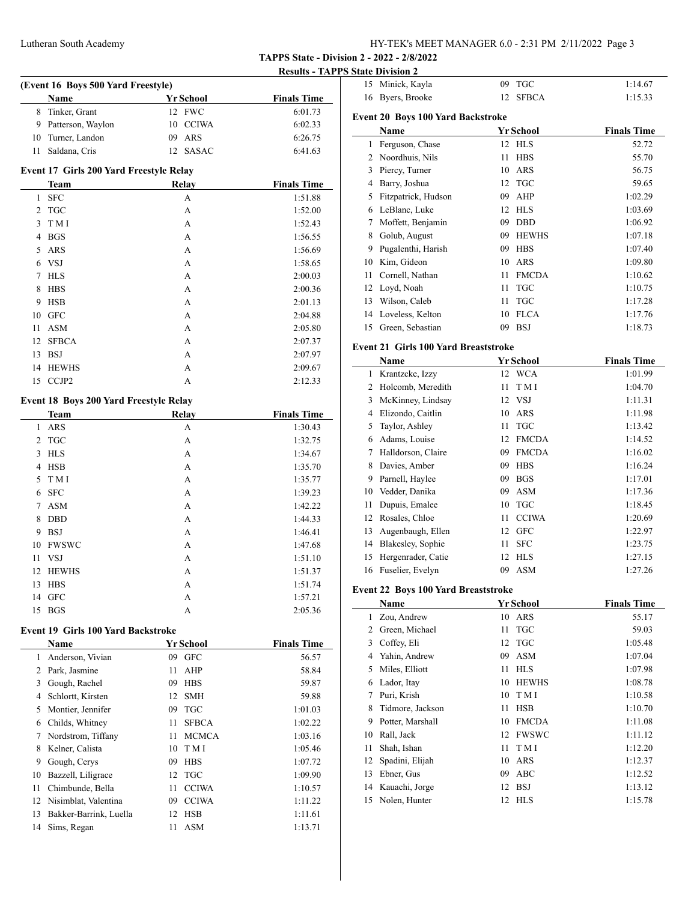**TAPPS State - Division 2 - 2022 - 2/8/2022**

**Results - TAPPS State Division 2**

### (Event 16 Boys 500 Yard Freestyle)

| | Name | Yr | School | Finals Time |
|---|---|---|---|---|
| 8 | Tinker, Grant | 12 | FWC | 6:01.73 |
| 9 | Patterson, Waylon | 10 | CCIWA | 6:02.33 |
| 10 | Turner, Landon | 09 | ARS | 6:26.75 |
| 11 | Saldana, Cris | 12 | SASAC | 6:41.63 |

### Event 17 Girls 200 Yard Freestyle Relay

| | Team | Relay | Finals Time |
|---|---|---|---|
| 1 | SFC | A | 1:51.88 |
| 2 | TGC | A | 1:52.00 |
| 3 | T M I | A | 1:52.43 |
| 4 | BGS | A | 1:56.55 |
| 5 | ARS | A | 1:56.69 |
| 6 | VSJ | A | 1:58.65 |
| 7 | HLS | A | 2:00.03 |
| 8 | HBS | A | 2:00.36 |
| 9 | HSB | A | 2:01.13 |
| 10 | GFC | A | 2:04.88 |
| 11 | ASM | A | 2:05.80 |
| 12 | SFBCA | A | 2:07.37 |
| 13 | BSJ | A | 2:07.97 |
| 14 | HEWHS | A | 2:09.67 |
| 15 | CCJP2 | A | 2:12.33 |

### Event 18 Boys 200 Yard Freestyle Relay

| | Team | Relay | Finals Time |
|---|---|---|---|
| 1 | ARS | A | 1:30.43 |
| 2 | TGC | A | 1:32.75 |
| 3 | HLS | A | 1:34.67 |
| 4 | HSB | A | 1:35.70 |
| 5 | T M I | A | 1:35.77 |
| 6 | SFC | A | 1:39.23 |
| 7 | ASM | A | 1:42.22 |
| 8 | DBD | A | 1:44.33 |
| 9 | BSJ | A | 1:46.41 |
| 10 | FWSWC | A | 1:47.68 |
| 11 | VSJ | A | 1:51.10 |
| 12 | HEWHS | A | 1:51.37 |
| 13 | HBS | A | 1:51.74 |
| 14 | GFC | A | 1:57.21 |
| 15 | BGS | A | 2:05.36 |

### Event 19 Girls 100 Yard Backstroke

| | Name | Yr | School | Finals Time |
|---|---|---|---|---|
| 1 | Anderson, Vivian | 09 | GFC | 56.57 |
| 2 | Park, Jasmine | 11 | AHP | 58.84 |
| 3 | Gough, Rachel | 09 | HBS | 59.87 |
| 4 | Schlortt, Kirsten | 12 | SMH | 59.88 |
| 5 | Montier, Jennifer | 09 | TGC | 1:01.03 |
| 6 | Childs, Whitney | 11 | SFBCA | 1:02.22 |
| 7 | Nordstrom, Tiffany | 11 | MCMCA | 1:03.16 |
| 8 | Kelner, Calista | 10 | T M I | 1:05.46 |
| 9 | Gough, Cerys | 09 | HBS | 1:07.72 |
| 10 | Bazzell, Liligrace | 12 | TGC | 1:09.90 |
| 11 | Chimbunde, Bella | 11 | CCIWA | 1:10.57 |
| 12 | Nisimblat, Valentina | 09 | CCIWA | 1:11.22 |
| 13 | Bakker-Barrink, Luella | 12 | HSB | 1:11.61 |
| 14 | Sims, Regan | 11 | ASM | 1:13.71 |
| 15 | Minick, Kayla | 09 | TGC | 1:14.67 |
| 16 | Byers, Brooke | 12 | SFBCA | 1:15.33 |

### Event 20 Boys 100 Yard Backstroke

| | Name | Yr | School | Finals Time |
|---|---|---|---|---|
| 1 | Ferguson, Chase | 12 | HLS | 52.72 |
| 2 | Noordhuis, Nils | 11 | HBS | 55.70 |
| 3 | Piercy, Turner | 10 | ARS | 56.75 |
| 4 | Barry, Joshua | 12 | TGC | 59.65 |
| 5 | Fitzpatrick, Hudson | 09 | AHP | 1:02.29 |
| 6 | LeBlanc, Luke | 12 | HLS | 1:03.69 |
| 7 | Moffett, Benjamin | 09 | DBD | 1:06.92 |
| 8 | Golub, August | 09 | HEWHS | 1:07.18 |
| 9 | Pugalenthi, Harish | 09 | HBS | 1:07.40 |
| 10 | Kim, Gideon | 10 | ARS | 1:09.80 |
| 11 | Cornell, Nathan | 11 | FMCDA | 1:10.62 |
| 12 | Loyd, Noah | 11 | TGC | 1:10.75 |
| 13 | Wilson, Caleb | 11 | TGC | 1:17.28 |
| 14 | Loveless, Kelton | 10 | FLCA | 1:17.76 |
| 15 | Green, Sebastian | 09 | BSJ | 1:18.73 |

### Event 21 Girls 100 Yard Breaststroke

| | Name | Yr | School | Finals Time |
|---|---|---|---|---|
| 1 | Krantzcke, Izzy | 12 | WCA | 1:01.99 |
| 2 | Holcomb, Meredith | 11 | T M I | 1:04.70 |
| 3 | McKinney, Lindsay | 12 | VSJ | 1:11.31 |
| 4 | Elizondo, Caitlin | 10 | ARS | 1:11.98 |
| 5 | Taylor, Ashley | 11 | TGC | 1:13.42 |
| 6 | Adams, Louise | 12 | FMCDA | 1:14.52 |
| 7 | Halldorson, Claire | 09 | FMCDA | 1:16.02 |
| 8 | Davies, Amber | 09 | HBS | 1:16.24 |
| 9 | Parnell, Haylee | 09 | BGS | 1:17.01 |
| 10 | Vedder, Danika | 09 | ASM | 1:17.36 |
| 11 | Dupuis, Emalee | 10 | TGC | 1:18.45 |
| 12 | Rosales, Chloe | 11 | CCIWA | 1:20.69 |
| 13 | Augenbaugh, Ellen | 12 | GFC | 1:22.97 |
| 14 | Blakesley, Sophie | 11 | SFC | 1:23.75 |
| 15 | Hergenrader, Catie | 12 | HLS | 1:27.15 |
| 16 | Fuselier, Evelyn | 09 | ASM | 1:27.26 |

### Event 22 Boys 100 Yard Breaststroke

| | Name | Yr | School | Finals Time |
|---|---|---|---|---|
| 1 | Zou, Andrew | 10 | ARS | 55.17 |
| 2 | Green, Michael | 11 | TGC | 59.03 |
| 3 | Coffey, Eli | 12 | TGC | 1:05.48 |
| 4 | Yahin, Andrew | 09 | ASM | 1:07.04 |
| 5 | Miles, Elliott | 11 | HLS | 1:07.98 |
| 6 | Lador, Itay | 10 | HEWHS | 1:08.78 |
| 7 | Puri, Krish | 10 | T M I | 1:10.58 |
| 8 | Tidmore, Jackson | 11 | HSB | 1:10.70 |
| 9 | Potter, Marshall | 10 | FMCDA | 1:11.08 |
| 10 | Rall, Jack | 12 | FWSWC | 1:11.12 |
| 11 | Shah, Ishan | 11 | T M I | 1:12.20 |
| 12 | Spadini, Elijah | 10 | ARS | 1:12.37 |
| 13 | Ebner, Gus | 09 | ABC | 1:12.52 |
| 14 | Kauachi, Jorge | 12 | BSJ | 1:13.12 |
| 15 | Nolen, Hunter | 12 | HLS | 1:15.78 |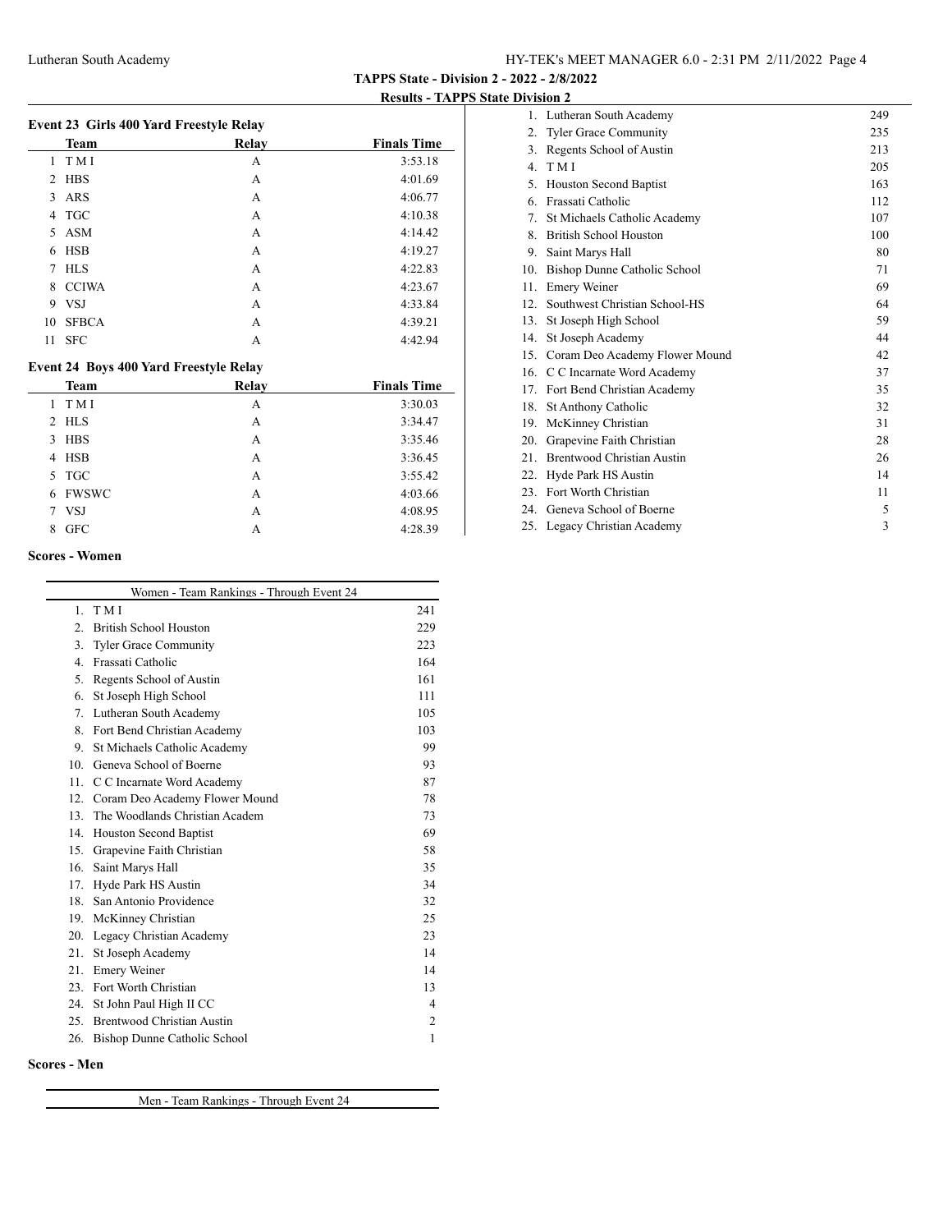**TAPPS State - Division 2 - 2022 - 2/8/2022**

**Results - TAPPS State Division 2**

### Event 23 Girls 400 Yard Freestyle Relay

| | Team | Relay | Finals Time |
|---|---|---|---|
| 1 | T M I | A | 3:53.18 |
| 2 | HBS | A | 4:01.69 |
| 3 | ARS | A | 4:06.77 |
| 4 | TGC | A | 4:10.38 |
| 5 | ASM | A | 4:14.42 |
| 6 | HSB | A | 4:19.27 |
| 7 | HLS | A | 4:22.83 |
| 8 | CCIWA | A | 4:23.67 |
| 9 | VSJ | A | 4:33.84 |
| 10 | SFBCA | A | 4:39.21 |
| 11 | SFC | A | 4:42.94 |

### Event 24 Boys 400 Yard Freestyle Relay

| | Team | Relay | Finals Time |
|---|---|---|---|
| 1 | T M I | A | 3:30.03 |
| 2 | HLS | A | 3:34.47 |
| 3 | HBS | A | 3:35.46 |
| 4 | HSB | A | 3:36.45 |
| 5 | TGC | A | 3:55.42 |
| 6 | FWSWC | A | 4:03.66 |
| 7 | VSJ | A | 4:08.95 |
| 8 | GFC | A | 4:28.39 |

### Scores - Women

Women - Team Rankings - Through Event 24

| | | |
|---|---|---|
| 1. | T M I | 241 |
| 2. | British School Houston | 229 |
| 3. | Tyler Grace Community | 223 |
| 4. | Frassati Catholic | 164 |
| 5. | Regents School of Austin | 161 |
| 6. | St Joseph High School | 111 |
| 7. | Lutheran South Academy | 105 |
| 8. | Fort Bend Christian Academy | 103 |
| 9. | St Michaels Catholic Academy | 99 |
| 10. | Geneva School of Boerne | 93 |
| 11. | C C Incarnate Word Academy | 87 |
| 12. | Coram Deo Academy Flower Mound | 78 |
| 13. | The Woodlands Christian Academ | 73 |
| 14. | Houston Second Baptist | 69 |
| 15. | Grapevine Faith Christian | 58 |
| 16. | Saint Marys Hall | 35 |
| 17. | Hyde Park HS Austin | 34 |
| 18. | San Antonio Providence | 32 |
| 19. | McKinney Christian | 25 |
| 20. | Legacy Christian Academy | 23 |
| 21. | St Joseph Academy | 14 |
| 21. | Emery Weiner | 14 |
| 23. | Fort Worth Christian | 13 |
| 24. | St John Paul High II CC | 4 |
| 25. | Brentwood Christian Austin | 2 |
| 26. | Bishop Dunne Catholic School | 1 |

### Scores - Men

Men - Team Rankings - Through Event 24

| | | |
|---|---|---|
| 1. | Lutheran South Academy | 249 |
| 2. | Tyler Grace Community | 235 |
| 3. | Regents School of Austin | 213 |
| 4. | T M I | 205 |
| 5. | Houston Second Baptist | 163 |
| 6. | Frassati Catholic | 112 |
| 7. | St Michaels Catholic Academy | 107 |
| 8. | British School Houston | 100 |
| 9. | Saint Marys Hall | 80 |
| 10. | Bishop Dunne Catholic School | 71 |
| 11. | Emery Weiner | 69 |
| 12. | Southwest Christian School-HS | 64 |
| 13. | St Joseph High School | 59 |
| 14. | St Joseph Academy | 44 |
| 15. | Coram Deo Academy Flower Mound | 42 |
| 16. | C C Incarnate Word Academy | 37 |
| 17. | Fort Bend Christian Academy | 35 |
| 18. | St Anthony Catholic | 32 |
| 19. | McKinney Christian | 31 |
| 20. | Grapevine Faith Christian | 28 |
| 21. | Brentwood Christian Austin | 26 |
| 22. | Hyde Park HS Austin | 14 |
| 23. | Fort Worth Christian | 11 |
| 24. | Geneva School of Boerne | 5 |
| 25. | Legacy Christian Academy | 3 |